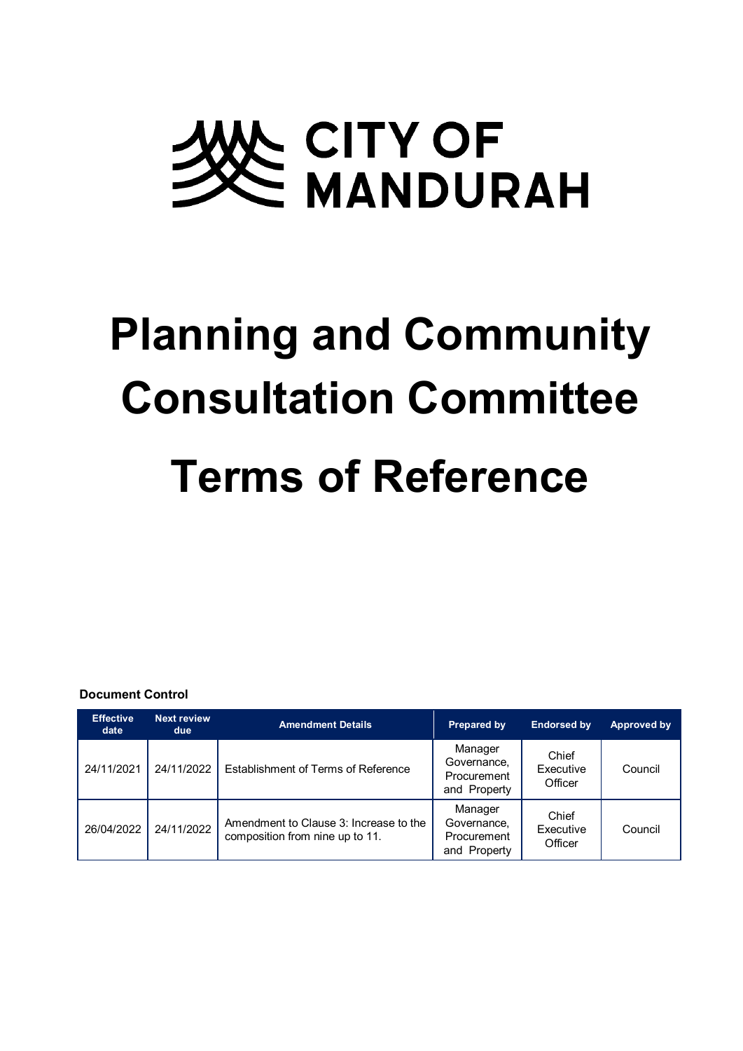CITY OF MANDURAH

# Planning and Community Consultation Committee

# Terms of Reference

**Document Control**

| Effective date | Next review due | Amendment Details | Prepared by | Endorsed by | Approved by |
|---|---|---|---|---|---|
| 24/11/2021 | 24/11/2022 | Establishment of Terms of Reference | Manager Governance, Procurement and Property | Chief Executive Officer | Council |
| 26/04/2022 | 24/11/2022 | Amendment to Clause 3: Increase to the composition from nine up to 11. | Manager Governance, Procurement and Property | Chief Executive Officer | Council |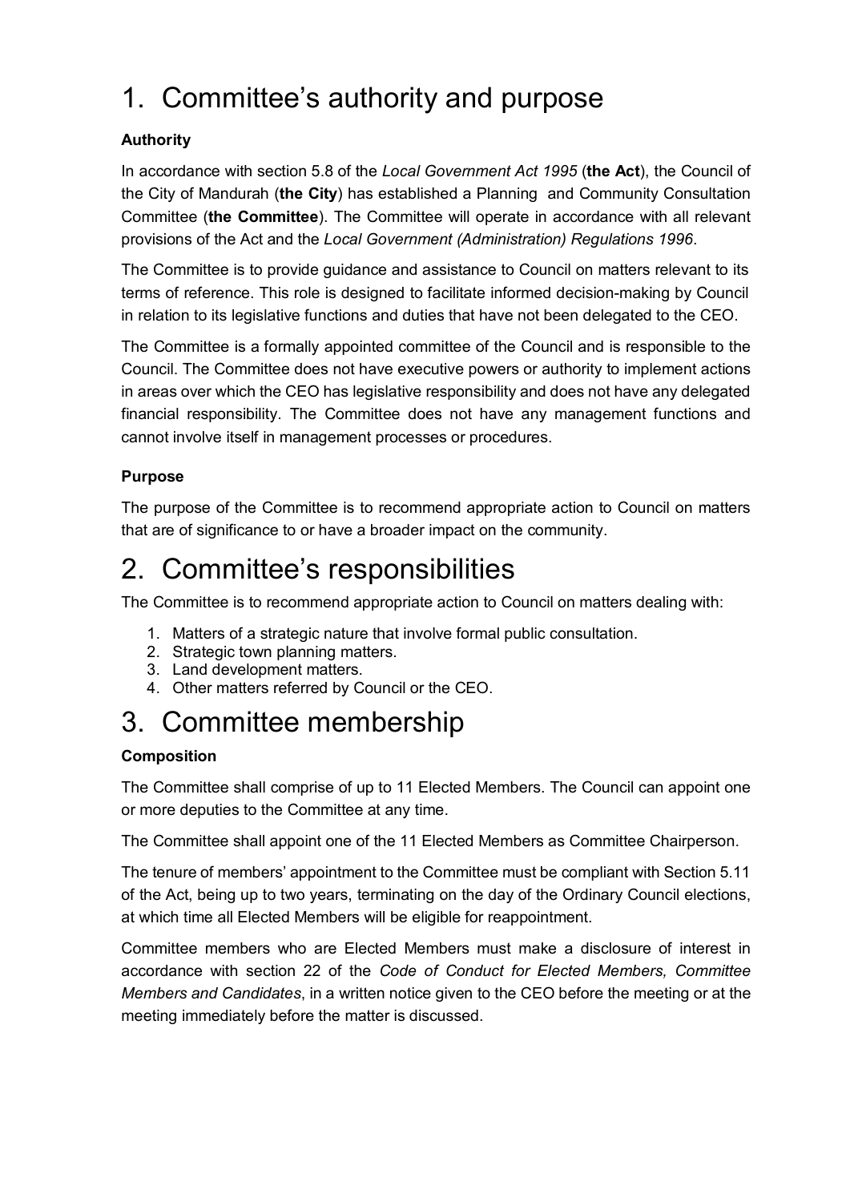# 1. Committee's authority and purpose

### Authority

In accordance with section 5.8 of the *Local Government Act 1995* (**the Act**), the Council of the City of Mandurah (**the City**) has established a Planning and Community Consultation Committee (**the Committee**). The Committee will operate in accordance with all relevant provisions of the Act and the *Local Government (Administration) Regulations 1996*.

The Committee is to provide guidance and assistance to Council on matters relevant to its terms of reference. This role is designed to facilitate informed decision-making by Council in relation to its legislative functions and duties that have not been delegated to the CEO.

The Committee is a formally appointed committee of the Council and is responsible to the Council. The Committee does not have executive powers or authority to implement actions in areas over which the CEO has legislative responsibility and does not have any delegated financial responsibility. The Committee does not have any management functions and cannot involve itself in management processes or procedures.

### Purpose

The purpose of the Committee is to recommend appropriate action to Council on matters that are of significance to or have a broader impact on the community.

# 2. Committee's responsibilities

The Committee is to recommend appropriate action to Council on matters dealing with:

1. Matters of a strategic nature that involve formal public consultation.
2. Strategic town planning matters.
3. Land development matters.
4. Other matters referred by Council or the CEO.

# 3. Committee membership

### Composition

The Committee shall comprise of up to 11 Elected Members. The Council can appoint one or more deputies to the Committee at any time.

The Committee shall appoint one of the 11 Elected Members as Committee Chairperson.

The tenure of members' appointment to the Committee must be compliant with Section 5.11 of the Act, being up to two years, terminating on the day of the Ordinary Council elections, at which time all Elected Members will be eligible for reappointment.

Committee members who are Elected Members must make a disclosure of interest in accordance with section 22 of the *Code of Conduct for Elected Members, Committee Members and Candidates*, in a written notice given to the CEO before the meeting or at the meeting immediately before the matter is discussed.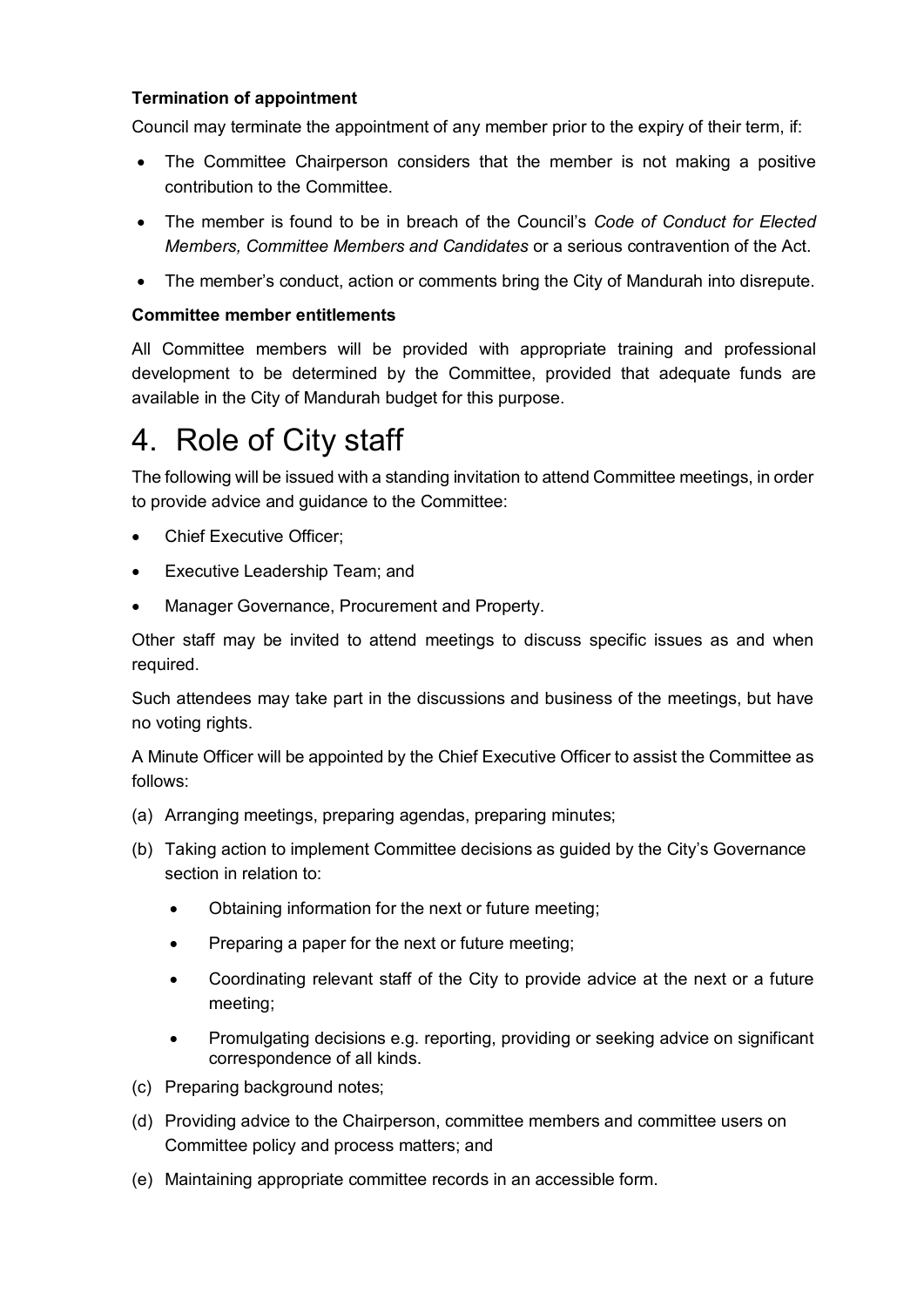**Termination of appointment**

Council may terminate the appointment of any member prior to the expiry of their term, if:

- The Committee Chairperson considers that the member is not making a positive contribution to the Committee.
- The member is found to be in breach of the Council's *Code of Conduct for Elected Members, Committee Members and Candidates* or a serious contravention of the Act.
- The member's conduct, action or comments bring the City of Mandurah into disrepute.

**Committee member entitlements**

All Committee members will be provided with appropriate training and professional development to be determined by the Committee, provided that adequate funds are available in the City of Mandurah budget for this purpose.

# 4. Role of City staff

The following will be issued with a standing invitation to attend Committee meetings, in order to provide advice and guidance to the Committee:

- Chief Executive Officer;
- Executive Leadership Team; and
- Manager Governance, Procurement and Property.

Other staff may be invited to attend meetings to discuss specific issues as and when required.

Such attendees may take part in the discussions and business of the meetings, but have no voting rights.

A Minute Officer will be appointed by the Chief Executive Officer to assist the Committee as follows:

(a) Arranging meetings, preparing agendas, preparing minutes;

(b) Taking action to implement Committee decisions as guided by the City's Governance section in relation to:

- Obtaining information for the next or future meeting;
- Preparing a paper for the next or future meeting;
- Coordinating relevant staff of the City to provide advice at the next or a future meeting;
- Promulgating decisions e.g. reporting, providing or seeking advice on significant correspondence of all kinds.

(c) Preparing background notes;

(d) Providing advice to the Chairperson, committee members and committee users on Committee policy and process matters; and

(e) Maintaining appropriate committee records in an accessible form.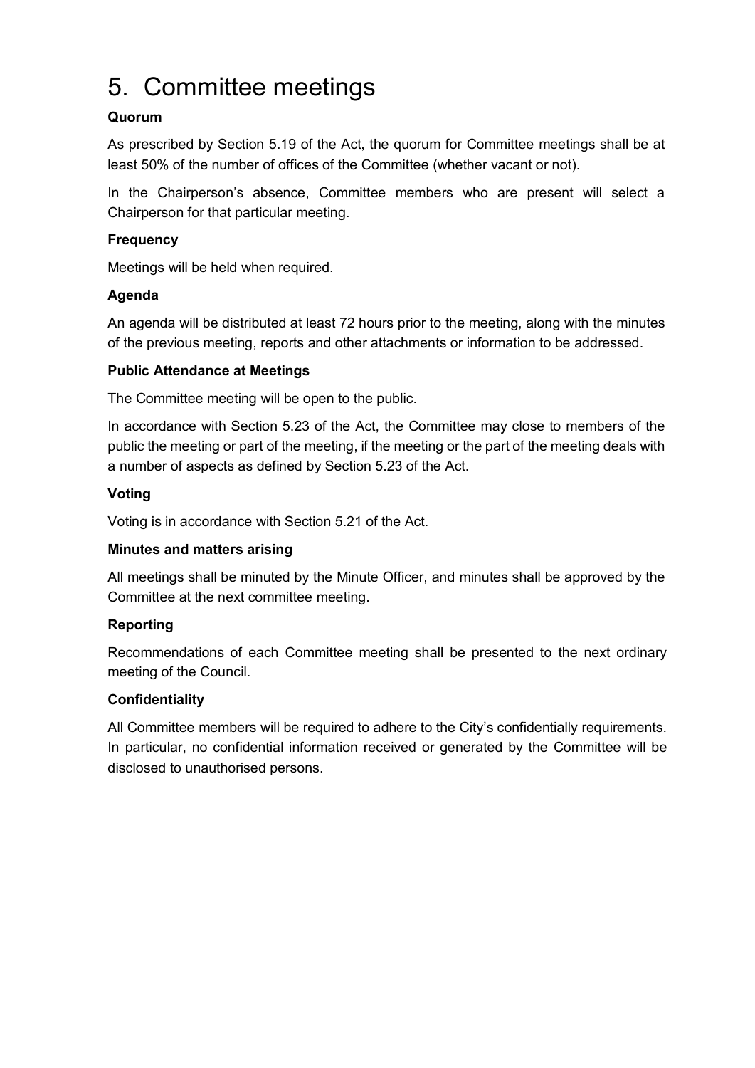# 5. Committee meetings

**Quorum**

As prescribed by Section 5.19 of the Act, the quorum for Committee meetings shall be at least 50% of the number of offices of the Committee (whether vacant or not).

In the Chairperson's absence, Committee members who are present will select a Chairperson for that particular meeting.

**Frequency**

Meetings will be held when required.

**Agenda**

An agenda will be distributed at least 72 hours prior to the meeting, along with the minutes of the previous meeting, reports and other attachments or information to be addressed.

**Public Attendance at Meetings**

The Committee meeting will be open to the public.

In accordance with Section 5.23 of the Act, the Committee may close to members of the public the meeting or part of the meeting, if the meeting or the part of the meeting deals with a number of aspects as defined by Section 5.23 of the Act.

**Voting**

Voting is in accordance with Section 5.21 of the Act.

**Minutes and matters arising**

All meetings shall be minuted by the Minute Officer, and minutes shall be approved by the Committee at the next committee meeting.

**Reporting**

Recommendations of each Committee meeting shall be presented to the next ordinary meeting of the Council.

**Confidentiality**

All Committee members will be required to adhere to the City's confidentially requirements. In particular, no confidential information received or generated by the Committee will be disclosed to unauthorised persons.